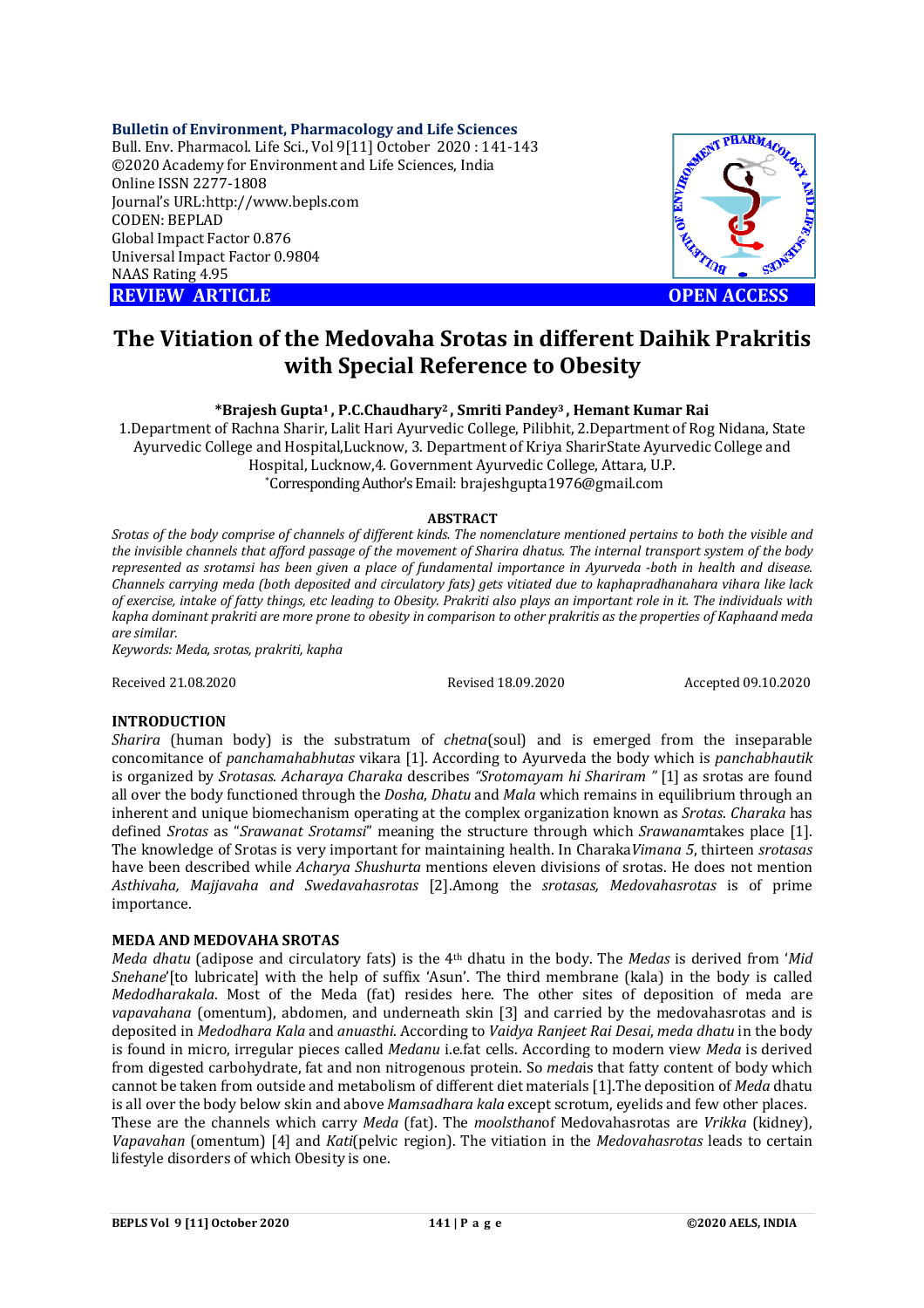**Bulletin of Environment, Pharmacology and Life Sciences**
Bull. Env. Pharmacol. Life Sci., Vol 9[11] October 2020 : 141-143
©2020 Academy for Environment and Life Sciences, India
Online ISSN 2277-1808
Journal's URL:http://www.bepls.com
CODEN: BEPLAD
Global Impact Factor 0.876
Universal Impact Factor 0.9804
NAAS Rating 4.95

**REVIEW ARTICLE** **OPEN ACCESS**

# The Vitiation of the Medovaha Srotas in different Daihik Prakritis with Special Reference to Obesity

**\*Brajesh Gupta[1], P.C.Chaudhary[2], Smriti Pandey[3], Hemant Kumar Rai**

1.Department of Rachna Sharir, Lalit Hari Ayurvedic College, Pilibhit, 2.Department of Rog Nidana, State Ayurvedic College and Hospital,Lucknow, 3. Department of Kriya SharirState Ayurvedic College and Hospital, Lucknow,4. Government Ayurvedic College, Attara, U.P.
*Corresponding Author's Email: brajeshgupta1976@gmail.com

## ABSTRACT

*Srotas of the body comprise of channels of different kinds. The nomenclature mentioned pertains to both the visible and the invisible channels that afford passage of the movement of Sharira dhatus. The internal transport system of the body represented as srotamsi has been given a place of fundamental importance in Ayurveda -both in health and disease. Channels carrying meda (both deposited and circulatory fats) gets vitiated due to kaphapradhanahara vihara like lack of exercise, intake of fatty things, etc leading to Obesity. Prakriti also plays an important role in it. The individuals with kapha dominant prakriti are more prone to obesity in comparison to other prakritis as the properties of Kaphaand meda are similar.*

*Keywords: Meda, srotas, prakriti, kapha*

Received 21.08.2020 Revised 18.09.2020 Accepted 09.10.2020

## INTRODUCTION

*Sharira* (human body) is the substratum of *chetna*(soul) and is emerged from the inseparable concomitance of *panchamahabhutas* vikara [1]. According to Ayurveda the body which is *panchabhautik* is organized by *Srotasas*. *Acharaya Charaka* describes *"Srotomayam hi Shariram "* [1] as srotas are found all over the body functioned through the *Dosha*, *Dhatu* and *Mala* which remains in equilibrium through an inherent and unique biomechanism operating at the complex organization known as *Srotas*. *Charaka* has defined *Srotas* as "*Srawanat Srotamsi*" meaning the structure through which *Srawanam*takes place [1]. The knowledge of Srotas is very important for maintaining health. In Charaka*Vimana 5*, thirteen *srotasas* have been described while *Acharya Shushurta* mentions eleven divisions of srotas. He does not mention *Asthivaha, Majjavaha and Swedavahasrotas* [2].Among the *srotasas, Medovahasrotas* is of prime importance.

## MEDA AND MEDOVAHA SROTAS

*Meda dhatu* (adipose and circulatory fats) is the 4th dhatu in the body. The *Medas* is derived from '*Mid Snehane*'[to lubricate] with the help of suffix 'Asun'. The third membrane (kala) in the body is called *Medodharakala*. Most of the Meda (fat) resides here. The other sites of deposition of meda are *vapavahana* (omentum), abdomen, and underneath skin [3] and carried by the medovahasrotas and is deposited in *Medodhara Kala* and *anuasthi*. According to *Vaidya Ranjeet Rai Desai*, *meda dhatu* in the body is found in micro, irregular pieces called *Medanu* i.e.fat cells. According to modern view *Meda* is derived from digested carbohydrate, fat and non nitrogenous protein. So *meda*is that fatty content of body which cannot be taken from outside and metabolism of different diet materials [1].The deposition of *Meda* dhatu is all over the body below skin and above *Mamsadhara kala* except scrotum, eyelids and few other places. These are the channels which carry *Meda* (fat). The *moolsthan*of Medovahasrotas are *Vrikka* (kidney), *Vapavahan* (omentum) [4] and *Kati*(pelvic region). The vitiation in the *Medovahasrotas* leads to certain lifestyle disorders of which Obesity is one.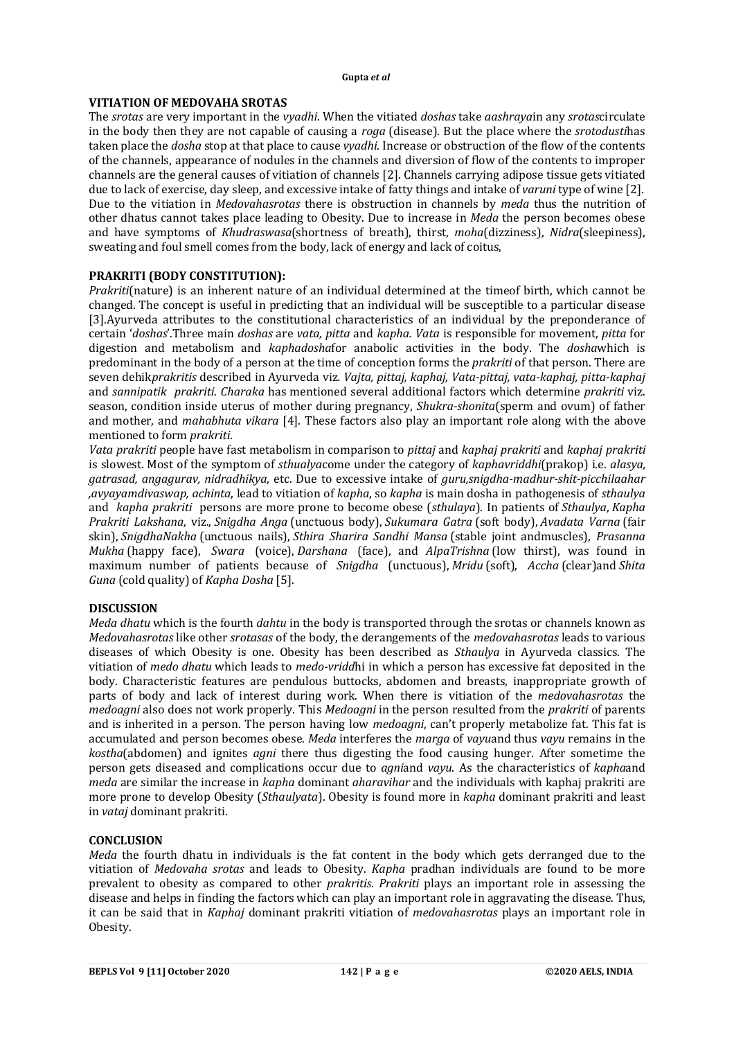## VITIATION OF MEDOVAHA SROTAS

The *srotas* are very important in the *vyadhi*. When the vitiated *doshas* take *aashraya*in any *srotas*circulate in the body then they are not capable of causing a *roga* (disease). But the place where the *srotodusti*has taken place the *dosha* stop at that place to cause *vyadhi*. Increase or obstruction of the flow of the contents of the channels, appearance of nodules in the channels and diversion of flow of the contents to improper channels are the general causes of vitiation of channels [2]. Channels carrying adipose tissue gets vitiated due to lack of exercise, day sleep, and excessive intake of fatty things and intake of *varuni* type of wine [2]. Due to the vitiation in *Medovahasrotas* there is obstruction in channels by *meda* thus the nutrition of other dhatus cannot takes place leading to Obesity. Due to increase in *Meda* the person becomes obese and have symptoms of *Khudraswasa*(shortness of breath), thirst, *moha*(dizziness), *Nidra*(sleepiness), sweating and foul smell comes from the body, lack of energy and lack of coitus,

## PRAKRITI (BODY CONSTITUTION):

*Prakriti*(nature) is an inherent nature of an individual determined at the timeof birth, which cannot be changed. The concept is useful in predicting that an individual will be susceptible to a particular disease [3].Ayurveda attributes to the constitutional characteristics of an individual by the preponderance of certain '*doshas*'.Three main *doshas* are *vata, pitta* and *kapha. Vata* is responsible for movement, *pitta* for digestion and metabolism and *kaphadosha*for anabolic activities in the body. The *dosha*which is predominant in the body of a person at the time of conception forms the *prakriti* of that person. There are seven dehik*prakritis* described in Ayurveda viz. *Vajta, pittaj, kaphaj, Vata-pittaj, vata-kaphaj, pitta-kaphaj* and *sannipatik prakriti*. *Charaka* has mentioned several additional factors which determine *prakriti* viz. season, condition inside uterus of mother during pregnancy, *Shukra-shonita*(sperm and ovum) of father and mother, and *mahabhuta vikara* [4]. These factors also play an important role along with the above mentioned to form *prakriti*.

*Vata prakriti* people have fast metabolism in comparison to *pittaj* and *kaphaj prakriti* and *kaphaj prakriti* is slowest. Most of the symptom of *sthualya*come under the category of *kaphavriddhi*(prakop) i.e. *alasya, gatrasad, angagurav, nidradhikya*, etc. Due to excessive intake of *guru,snigdha-madhur-shit-picchilaahar ,avyayamdivaswap, achinta*, lead to vitiation of *kapha*, so *kapha* is main dosha in pathogenesis of *sthaulya* and *kapha prakriti* persons are more prone to become obese (*sthulaya*). In patients of *Sthaulya*, *Kapha Prakriti Lakshana*, viz., *Snigdha Anga* (unctuous body), *Sukumara Gatra* (soft body), *Avadata Varna* (fair skin), *SnigdhaNakha* (unctuous nails), *Sthira Sharira Sandhi Mansa* (stable joint andmuscles), *Prasanna Mukha* (happy face), *Swara* (voice), *Darshana* (face), and *AlpaTrishna* (low thirst), was found in maximum number of patients because of *Snigdha* (unctuous), *Mridu* (soft), *Accha* (clear)and *Shita Guna* (cold quality) of *Kapha Dosha* [5].

## DISCUSSION

*Meda dhatu* which is the fourth *dahtu* in the body is transported through the srotas or channels known as *Medovahasrotas* like other *srotasas* of the body, the derangements of the *medovahasrotas* leads to various diseases of which Obesity is one. Obesity has been described as *Sthaulya* in Ayurveda classics. The vitiation of *medo dhatu* which leads to *medo-vridd*hi in which a person has excessive fat deposited in the body. Characteristic features are pendulous buttocks, abdomen and breasts, inappropriate growth of parts of body and lack of interest during work. When there is vitiation of the *medovahasrotas* the *medoagni* also does not work properly. This *Medoagni* in the person resulted from the *prakriti* of parents and is inherited in a person. The person having low *medoagni*, can't properly metabolize fat. This fat is accumulated and person becomes obese. *Meda* interferes the *marga* of *vayu*and thus *vayu* remains in the *kostha*(abdomen) and ignites *agni* there thus digesting the food causing hunger. After sometime the person gets diseased and complications occur due to *agni*and *vayu*. As the characteristics of *kapha*and *meda* are similar the increase in *kapha* dominant *aharavihar* and the individuals with kaphaj prakriti are more prone to develop Obesity (*Sthaulyata*). Obesity is found more in *kapha* dominant prakriti and least in *vataj* dominant prakriti.

## CONCLUSION

*Meda* the fourth dhatu in individuals is the fat content in the body which gets derranged due to the vitiation of *Medovaha srotas* and leads to Obesity. *Kapha* pradhan individuals are found to be more prevalent to obesity as compared to other *prakritis*. *Prakriti* plays an important role in assessing the disease and helps in finding the factors which can play an important role in aggravating the disease. Thus, it can be said that in *Kaphaj* dominant prakriti vitiation of *medovahasrotas* plays an important role in Obesity.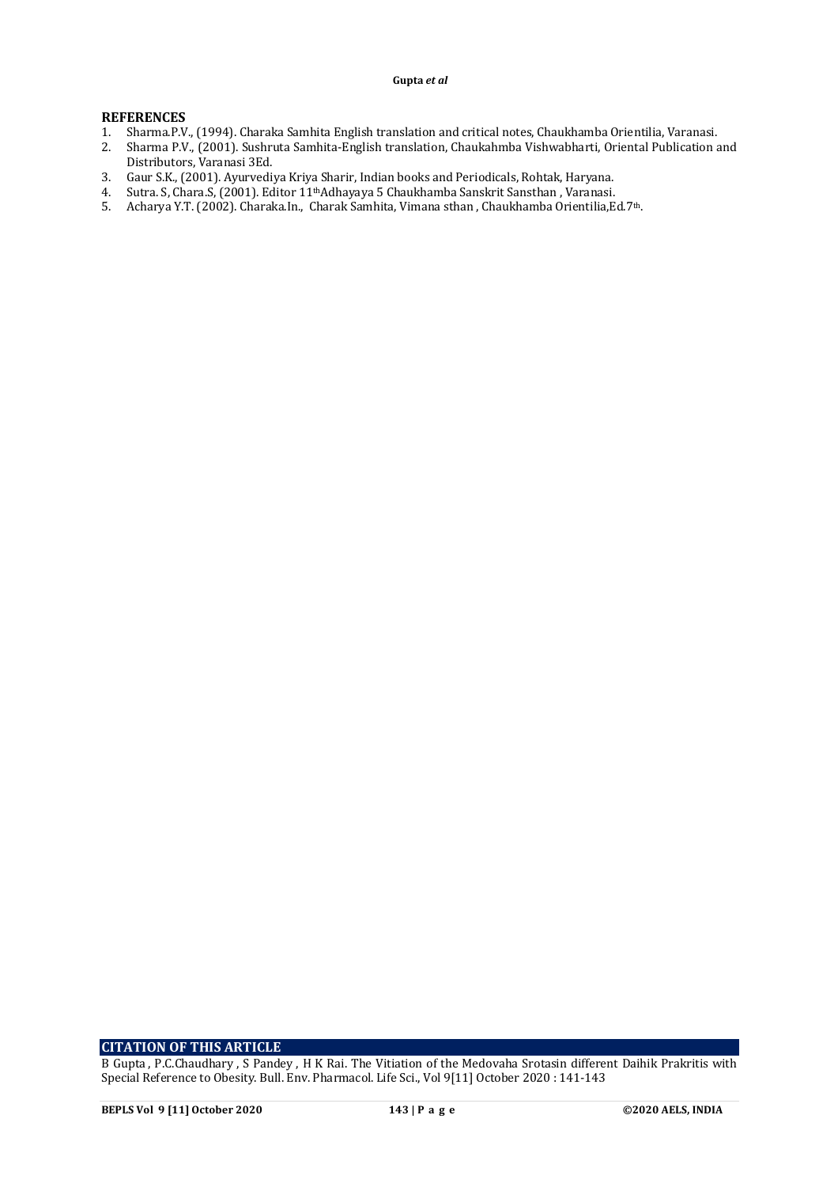## REFERENCES

1. Sharma.P.V., (1994). Charaka Samhita English translation and critical notes, Chaukhamba Orientilia, Varanasi.
2. Sharma P.V., (2001). Sushruta Samhita-English translation, Chaukahmba Vishwabharti, Oriental Publication and Distributors, Varanasi 3Ed.
3. Gaur S.K., (2001). Ayurvediya Kriya Sharir, Indian books and Periodicals, Rohtak, Haryana.
4. Sutra. S, Chara.S, (2001). Editor 11thAdhayaya 5 Chaukhamba Sanskrit Sansthan , Varanasi.
5. Acharya Y.T. (2002). Charaka.In., Charak Samhita, Vimana sthan , Chaukhamba Orientilia,Ed.7th.

**CITATION OF THIS ARTICLE**

B Gupta , P.C.Chaudhary , S Pandey , H K Rai. The Vitiation of the Medovaha Srotasin different Daihik Prakritis with Special Reference to Obesity. Bull. Env. Pharmacol. Life Sci., Vol 9[11] October 2020 : 141-143